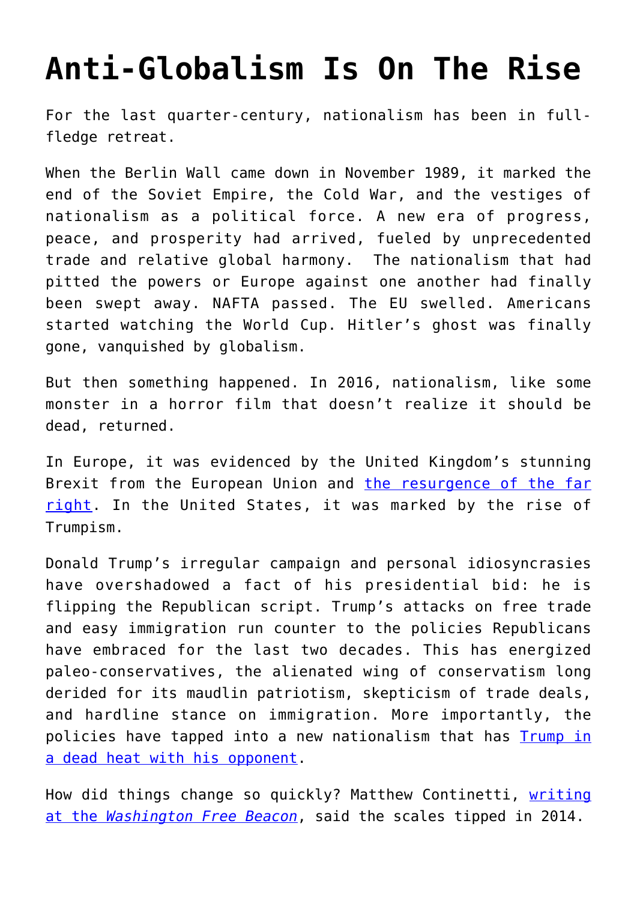# Anti-Globalism Is On The Rise

For the last quarter-century, nationalism has been in full-fledge retreat.

When the Berlin Wall came down in November 1989, it marked the end of the Soviet Empire, the Cold War, and the vestiges of nationalism as a political force. A new era of progress, peace, and prosperity had arrived, fueled by unprecedented trade and relative global harmony. The nationalism that had pitted the powers or Europe against one another had finally been swept away. NAFTA passed. The EU swelled. Americans started watching the World Cup. Hitler's ghost was finally gone, vanquished by globalism.

But then something happened. In 2016, nationalism, like some monster in a horror film that doesn't realize it should be dead, returned.

In Europe, it was evidenced by the United Kingdom's stunning Brexit from the European Union and the resurgence of the far right. In the United States, it was marked by the rise of Trumpism.

Donald Trump's irregular campaign and personal idiosyncrasies have overshadowed a fact of his presidential bid: he is flipping the Republican script. Trump's attacks on free trade and easy immigration run counter to the policies Republicans have embraced for the last two decades. This has energized paleo-conservatives, the alienated wing of conservatism long derided for its maudlin patriotism, skepticism of trade deals, and hardline stance on immigration. More importantly, the policies have tapped into a new nationalism that has Trump in a dead heat with his opponent.

How did things change so quickly? Matthew Continetti, writing at the *Washington Free Beacon*, said the scales tipped in 2014.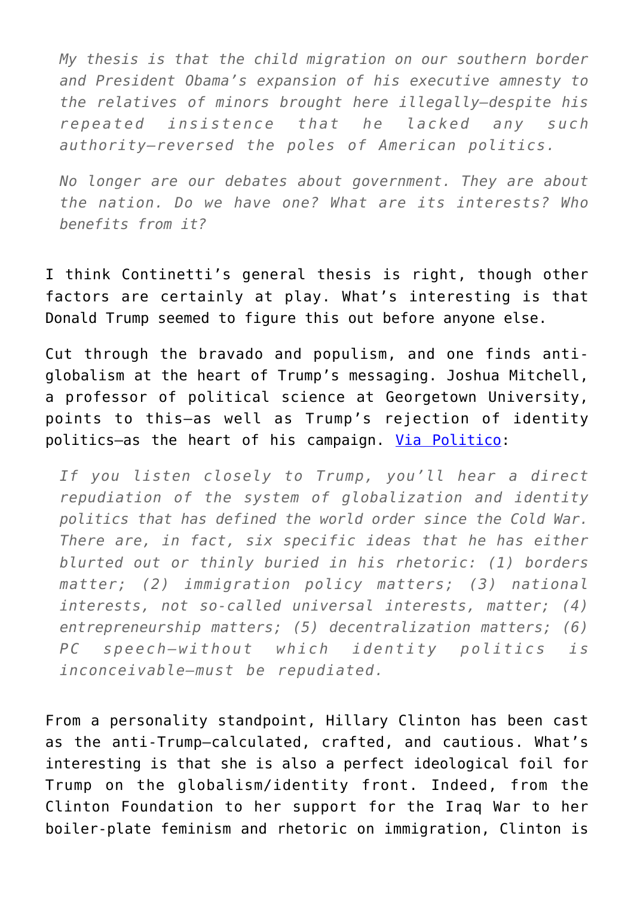> *My thesis is that the child migration on our southern border and President Obama's expansion of his executive amnesty to the relatives of minors brought here illegally—despite his repeated insistence that he lacked any such authority—reversed the poles of American politics.*
>
> *No longer are our debates about government. They are about the nation. Do we have one? What are its interests? Who benefits from it?*

I think Continetti's general thesis is right, though other factors are certainly at play. What's interesting is that Donald Trump seemed to figure this out before anyone else.

Cut through the bravado and populism, and one finds anti-globalism at the heart of Trump's messaging. Joshua Mitchell, a professor of political science at Georgetown University, points to this—as well as Trump's rejection of identity politics—as the heart of his campaign. Via Politico:

> *If you listen closely to Trump, you'll hear a direct repudiation of the system of globalization and identity politics that has defined the world order since the Cold War. There are, in fact, six specific ideas that he has either blurted out or thinly buried in his rhetoric: (1) borders matter; (2) immigration policy matters; (3) national interests, not so-called universal interests, matter; (4) entrepreneurship matters; (5) decentralization matters; (6) PC speech—without which identity politics is inconceivable—must be repudiated.*

From a personality standpoint, Hillary Clinton has been cast as the anti-Trump—calculated, crafted, and cautious. What's interesting is that she is also a perfect ideological foil for Trump on the globalism/identity front. Indeed, from the Clinton Foundation to her support for the Iraq War to her boiler-plate feminism and rhetoric on immigration, Clinton is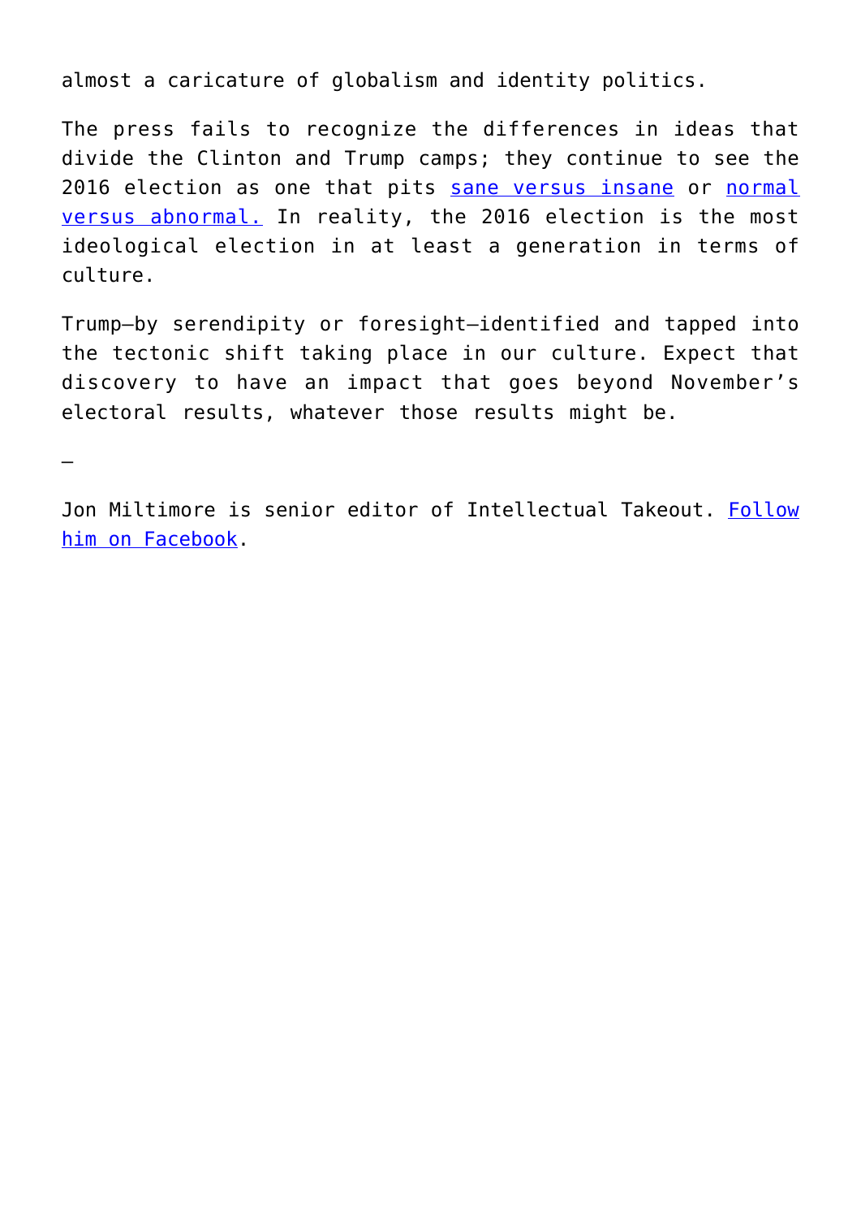almost a caricature of globalism and identity politics.

The press fails to recognize the differences in ideas that divide the Clinton and Trump camps; they continue to see the 2016 election as one that pits sane versus insane or normal versus abnormal. In reality, the 2016 election is the most ideological election in at least a generation in terms of culture.

Trump—by serendipity or foresight—identified and tapped into the tectonic shift taking place in our culture. Expect that discovery to have an impact that goes beyond November's electoral results, whatever those results might be.

—

Jon Miltimore is senior editor of Intellectual Takeout. Follow him on Facebook.